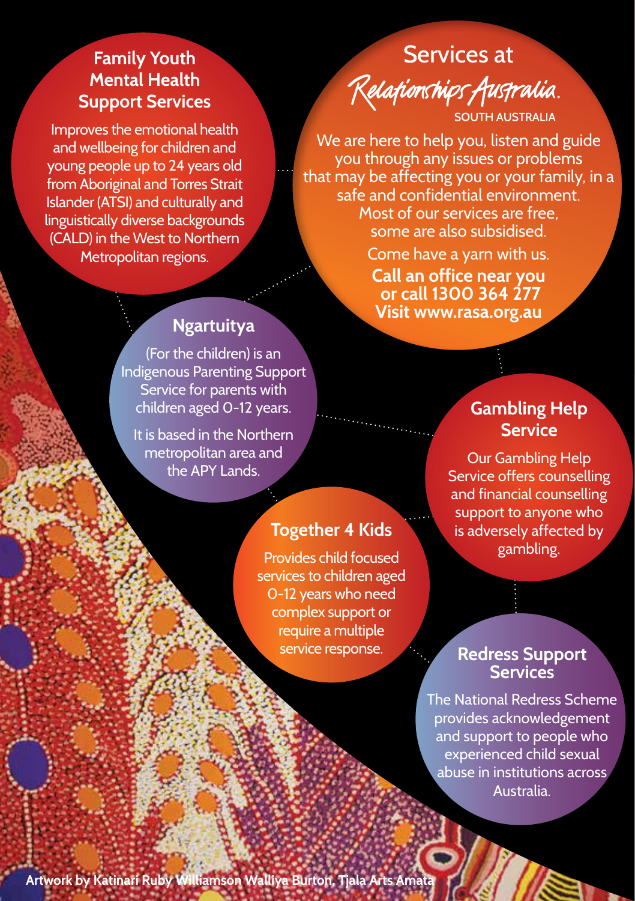# Services at Relationships Australia SOUTH AUSTRALIA

We are here to help you, listen and guide you through any issues or problems that may be affecting you or your family, in a safe and confidential environment. Most of our services are free, some are also subsidised.

Come have a yarn with us.

**Call an office near you or call 1300 364 277**
**Visit www.rasa.org.au**

## Family Youth Mental Health Support Services

Improves the emotional health and wellbeing for children and young people up to 24 years old from Aboriginal and Torres Strait Islander (ATSI) and culturally and linguistically diverse backgrounds (CALD) in the West to Northern Metropolitan regions.

## Ngartuitya

(For the children) is an Indigenous Parenting Support Service for parents with children aged 0-12 years.

It is based in the Northern metropolitan area and the APY Lands.

## Gambling Help Service

Our Gambling Help Service offers counselling and financial counselling support to anyone who is adversely affected by gambling.

## Together 4 Kids

Provides child focused services to children aged 0-12 years who need complex support or require a multiple service response.

## Redress Support Services

The National Redress Scheme provides acknowledgement and support to people who experienced child sexual abuse in institutions across Australia.

**Artwork by Katinari Ruby Williamson Walliya Burton, Tjala Arts Amata**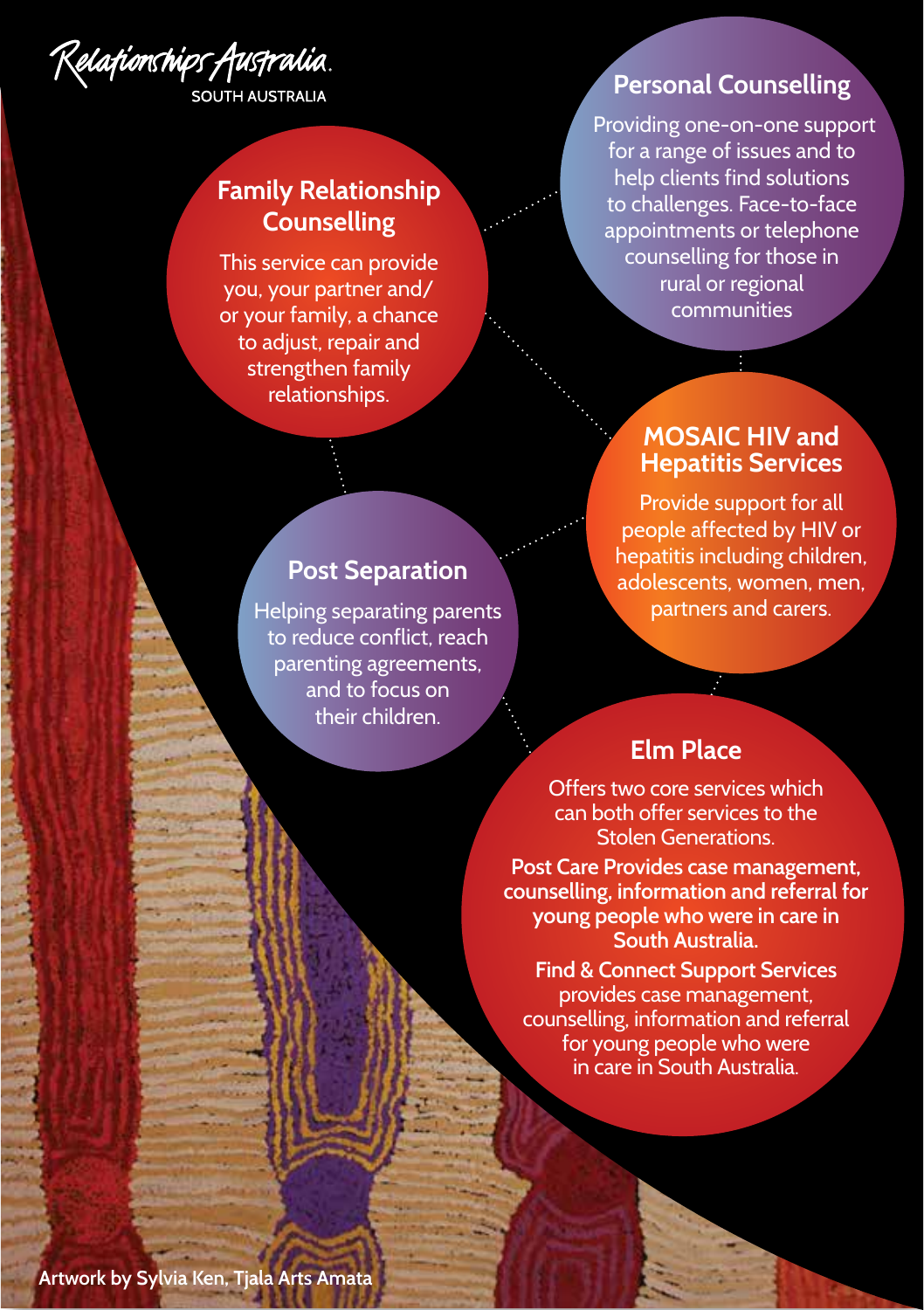Relationships Australia
SOUTH AUSTRALIA

## Family Relationship Counselling

This service can provide you, your partner and/or your family, a chance to adjust, repair and strengthen family relationships.

## Personal Counselling

Providing one-on-one support for a range of issues and to help clients find solutions to challenges. Face-to-face appointments or telephone counselling for those in rural or regional communities

## MOSAIC HIV and Hepatitis Services

Provide support for all people affected by HIV or hepatitis including children, adolescents, women, men, partners and carers.

## Post Separation

Helping separating parents to reduce conflict, reach parenting agreements, and to focus on their children.

## Elm Place

Offers two core services which can both offer services to the Stolen Generations.

**Post Care Provides case management, counselling, information and referral for young people who were in care in South Australia.**

**Find & Connect Support Services** provides case management, counselling, information and referral for young people who were in care in South Australia.

**Artwork by Sylvia Ken, Tjala Arts Amata**